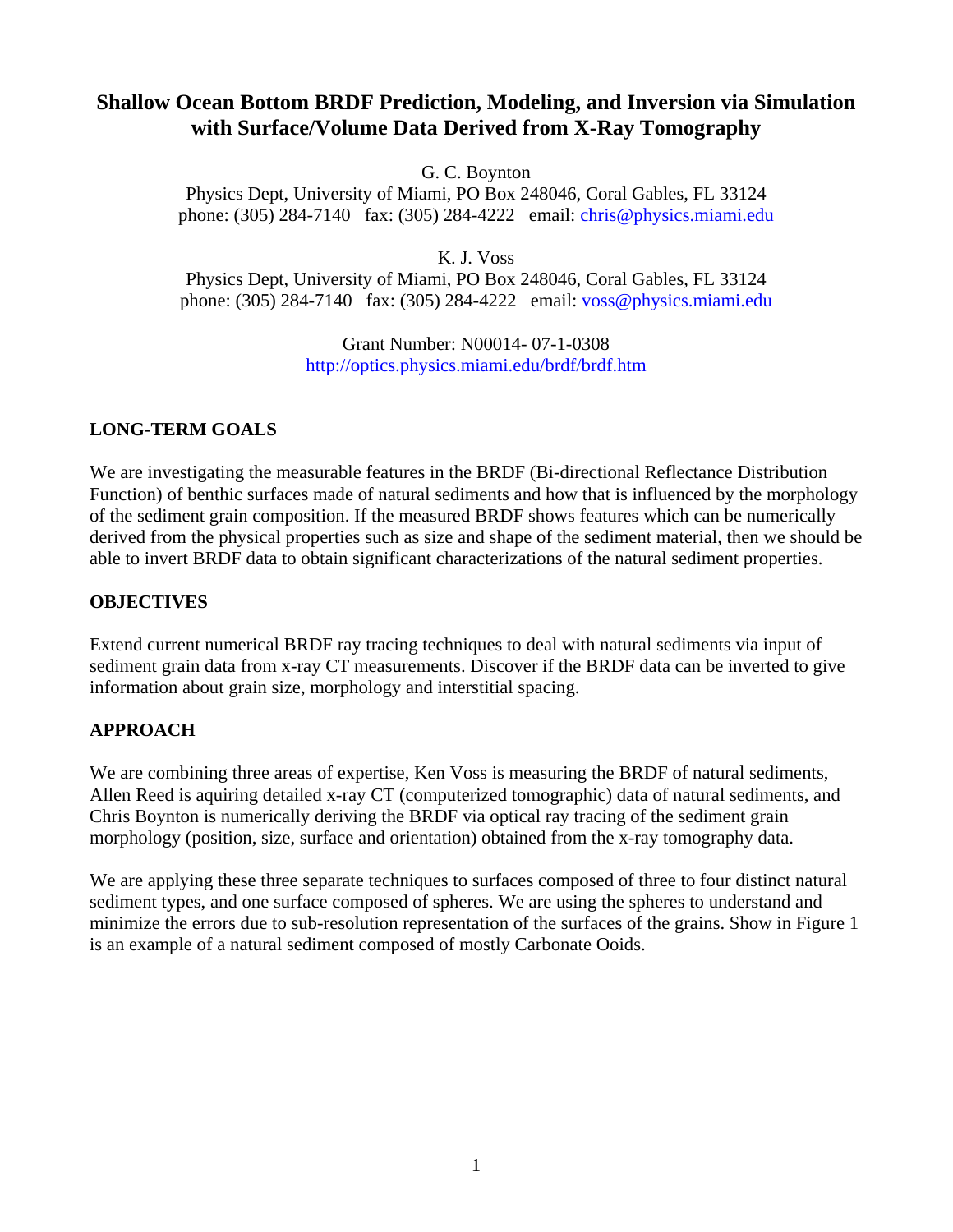# Shallow Ocean Bottom BRDF Prediction, Modeling, and Inversion via Simulation with Surface/Volume Data Derived from X-Ray Tomography

G. C. Boynton
Physics Dept, University of Miami, PO Box 248046, Coral Gables, FL 33124
phone: (305) 284-7140 fax: (305) 284-4222 email: chris@physics.miami.edu

K. J. Voss
Physics Dept, University of Miami, PO Box 248046, Coral Gables, FL 33124
phone: (305) 284-7140 fax: (305) 284-4222 email: voss@physics.miami.edu

Grant Number: N00014- 07-1-0308
http://optics.physics.miami.edu/brdf/brdf.htm

## LONG-TERM GOALS

We are investigating the measurable features in the BRDF (Bi-directional Reflectance Distribution Function) of benthic surfaces made of natural sediments and how that is influenced by the morphology of the sediment grain composition. If the measured BRDF shows features which can be numerically derived from the physical properties such as size and shape of the sediment material, then we should be able to invert BRDF data to obtain significant characterizations of the natural sediment properties.

## OBJECTIVES

Extend current numerical BRDF ray tracing techniques to deal with natural sediments via input of sediment grain data from x-ray CT measurements. Discover if the BRDF data can be inverted to give information about grain size, morphology and interstitial spacing.

## APPROACH

We are combining three areas of expertise, Ken Voss is measuring the BRDF of natural sediments, Allen Reed is aquiring detailed x-ray CT (computerized tomographic) data of natural sediments, and Chris Boynton is numerically deriving the BRDF via optical ray tracing of the sediment grain morphology (position, size, surface and orientation) obtained from the x-ray tomography data.

We are applying these three separate techniques to surfaces composed of three to four distinct natural sediment types, and one surface composed of spheres. We are using the spheres to understand and minimize the errors due to sub-resolution representation of the surfaces of the grains. Show in Figure 1 is an example of a natural sediment composed of mostly Carbonate Ooids.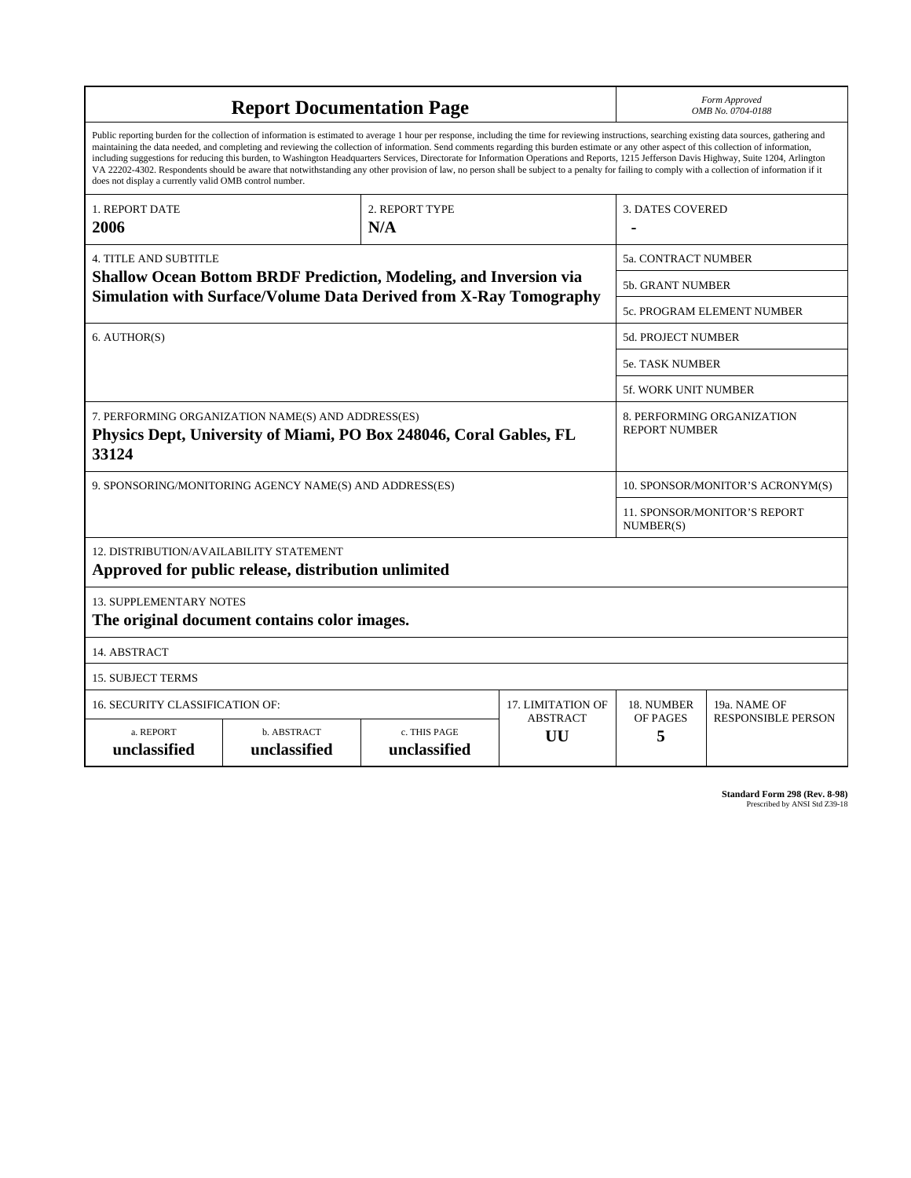| **Report Documentation Page** | | | | | *Form Approved OMB No. 0704-0188* |
|---|---|---|---|---|---|
| Public reporting burden for the collection of information is estimated to average 1 hour per response, including the time for reviewing instructions, searching existing data sources, gathering and maintaining the data needed, and completing and reviewing the collection of information. Send comments regarding this burden estimate or any other aspect of this collection of information, including suggestions for reducing this burden, to Washington Headquarters Services, Directorate for Information Operations and Reports, 1215 Jefferson Davis Highway, Suite 1204, Arlington VA 22202-4302. Respondents should be aware that notwithstanding any other provision of law, no person shall be subject to a penalty for failing to comply with a collection of information if it does not display a currently valid OMB control number. | | | | | |
| 1. REPORT DATE **2006** | | 2. REPORT TYPE **N/A** | | 3. DATES COVERED **-** | |
| 4. TITLE AND SUBTITLE **Shallow Ocean Bottom BRDF Prediction, Modeling, and Inversion via Simulation with Surface/Volume Data Derived from X-Ray Tomography** | | | | 5a. CONTRACT NUMBER | |
| | | | | 5b. GRANT NUMBER | |
| | | | | 5c. PROGRAM ELEMENT NUMBER | |
| 6. AUTHOR(S) | | | | 5d. PROJECT NUMBER | |
| | | | | 5e. TASK NUMBER | |
| | | | | 5f. WORK UNIT NUMBER | |
| 7. PERFORMING ORGANIZATION NAME(S) AND ADDRESS(ES) **Physics Dept, University of Miami, PO Box 248046, Coral Gables, FL 33124** | | | | 8. PERFORMING ORGANIZATION REPORT NUMBER | |
| 9. SPONSORING/MONITORING AGENCY NAME(S) AND ADDRESS(ES) | | | | 10. SPONSOR/MONITOR'S ACRONYM(S) | |
| | | | | 11. SPONSOR/MONITOR'S REPORT NUMBER(S) | |
| 12. DISTRIBUTION/AVAILABILITY STATEMENT **Approved for public release, distribution unlimited** | | | | | |
| 13. SUPPLEMENTARY NOTES **The original document contains color images.** | | | | | |
| 14. ABSTRACT | | | | | |
| 15. SUBJECT TERMS | | | | | |
| 16. SECURITY CLASSIFICATION OF: | | | 17. LIMITATION OF ABSTRACT | 18. NUMBER OF PAGES | 19a. NAME OF RESPONSIBLE PERSON |
| a. REPORT **unclassified** | b. ABSTRACT **unclassified** | c. THIS PAGE **unclassified** | **UU** | **5** | |

**Standard Form 298 (Rev. 8-98)**
Prescribed by ANSI Std Z39-18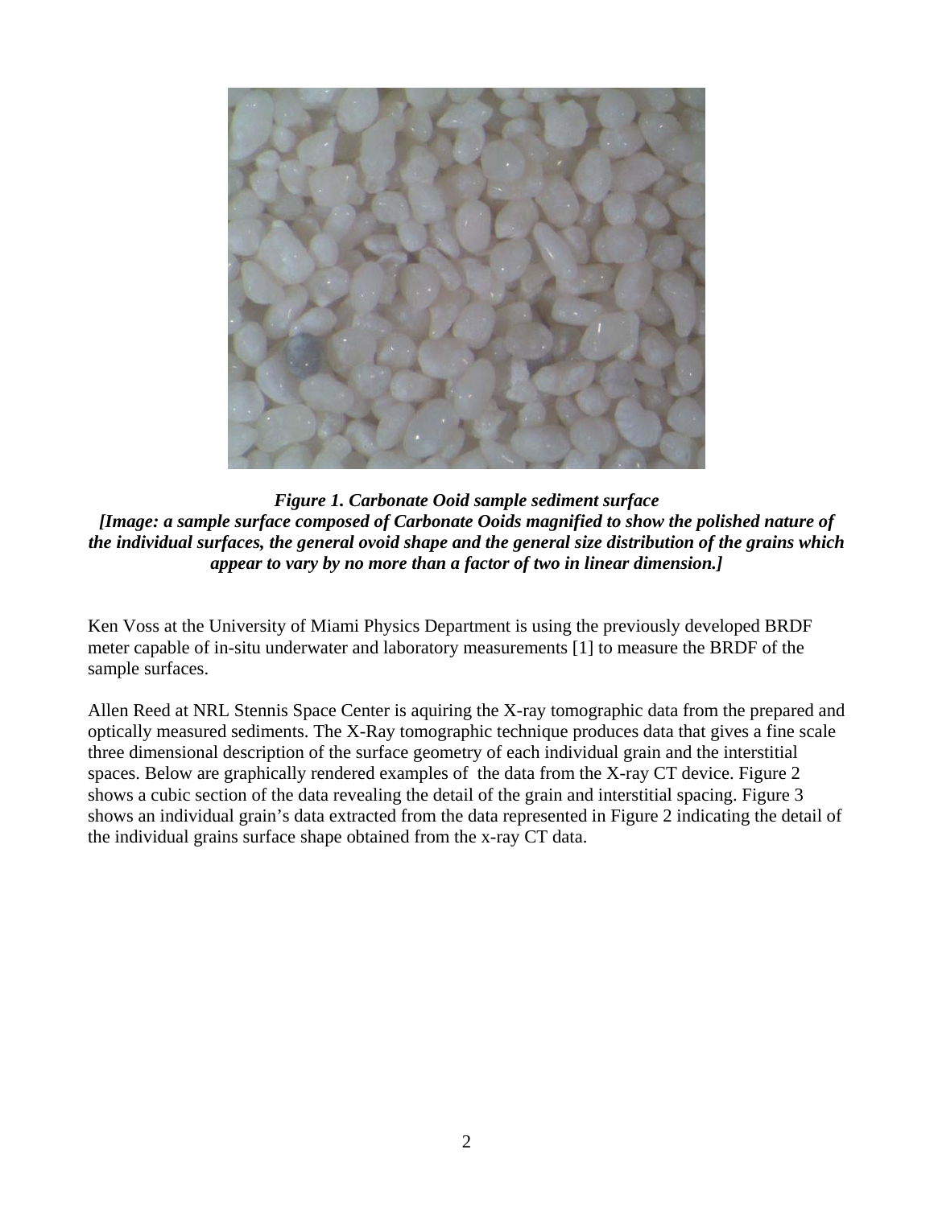***Figure 1. Carbonate Ooid sample sediment surface***
***[Image: a sample surface composed of Carbonate Ooids magnified to show the polished nature of the individual surfaces, the general ovoid shape and the general size distribution of the grains which appear to vary by no more than a factor of two in linear dimension.]***

Ken Voss at the University of Miami Physics Department is using the previously developed BRDF meter capable of in-situ underwater and laboratory measurements [1] to measure the BRDF of the sample surfaces.

Allen Reed at NRL Stennis Space Center is aquiring the X-ray tomographic data from the prepared and optically measured sediments. The X-Ray tomographic technique produces data that gives a fine scale three dimensional description of the surface geometry of each individual grain and the interstitial spaces. Below are graphically rendered examples of the data from the X-ray CT device. Figure 2 shows a cubic section of the data revealing the detail of the grain and interstitial spacing. Figure 3 shows an individual grain's data extracted from the data represented in Figure 2 indicating the detail of the individual grains surface shape obtained from the x-ray CT data.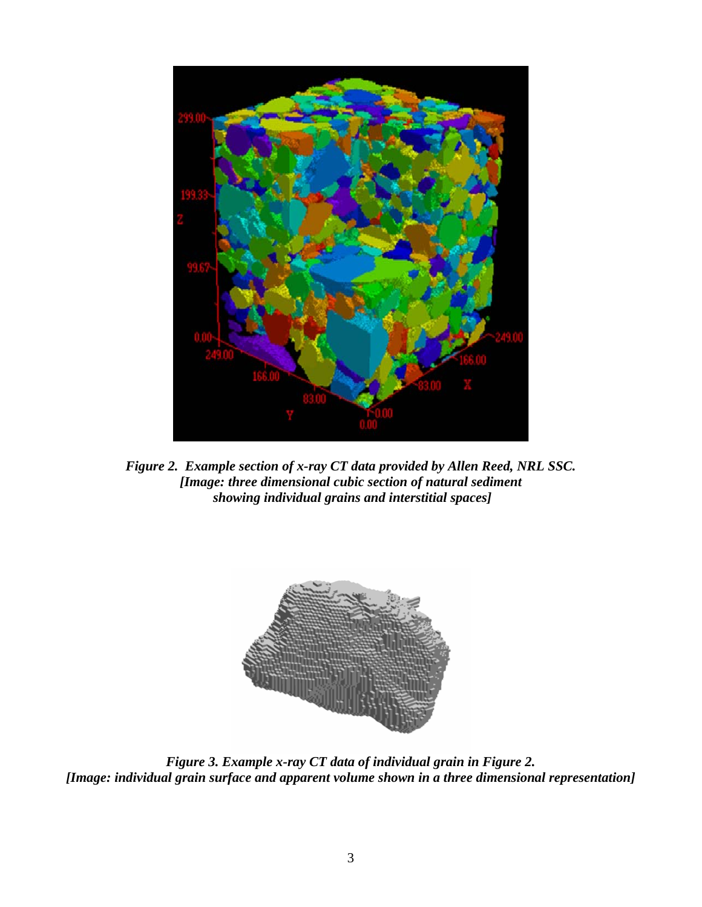*Figure 2. Example section of x-ray CT data provided by Allen Reed, NRL SSC.*
*[Image: three dimensional cubic section of natural sediment showing individual grains and interstitial spaces]*

*Figure 3. Example x-ray CT data of individual grain in Figure 2.*
*[Image: individual grain surface and apparent volume shown in a three dimensional representation]*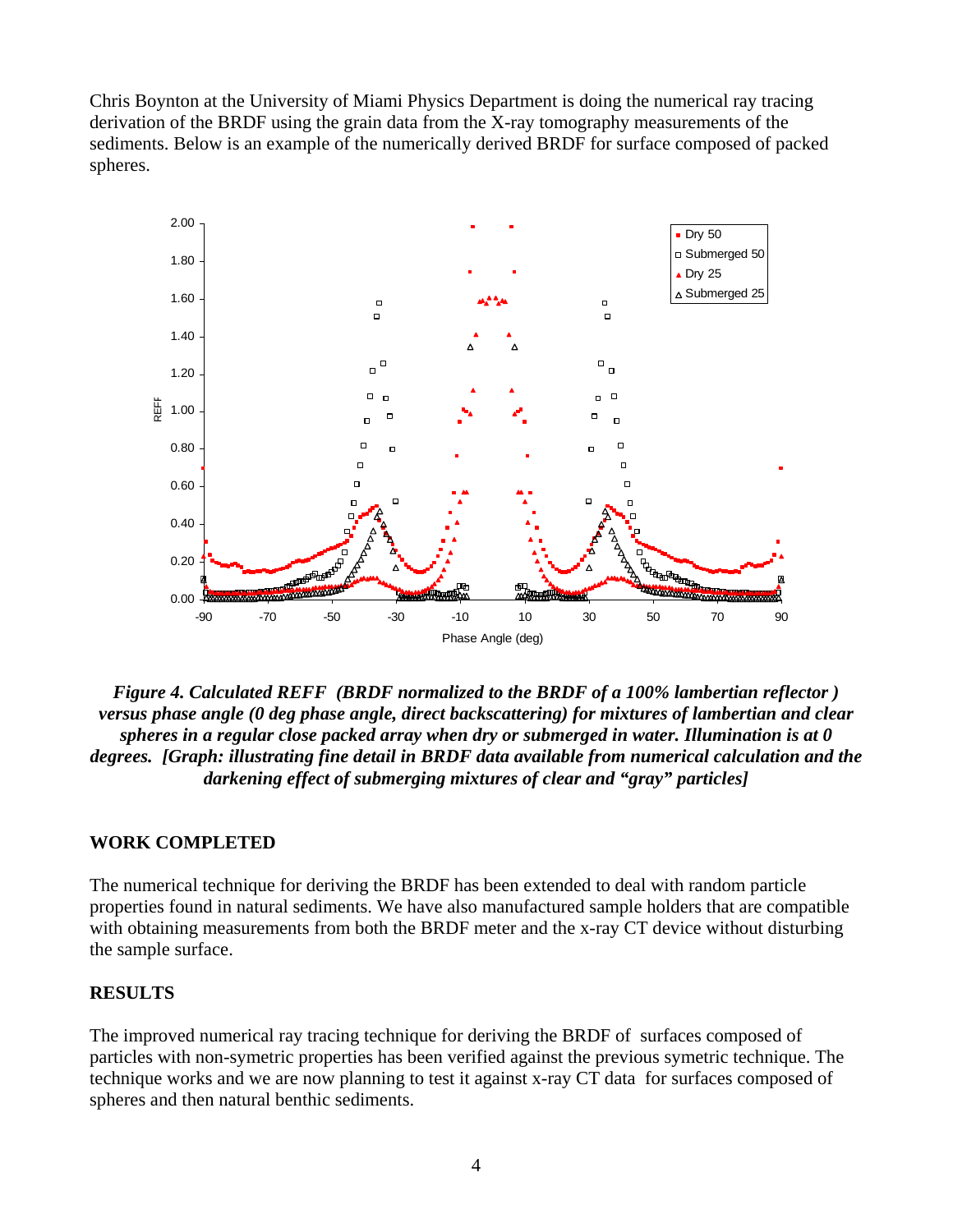Chris Boynton at the University of Miami Physics Department is doing the numerical ray tracing derivation of the BRDF using the grain data from the X-ray tomography measurements of the sediments. Below is an example of the numerically derived BRDF for surface composed of packed spheres.

***Figure 4. Calculated REFF (BRDF normalized to the BRDF of a 100% lambertian reflector ) versus phase angle (0 deg phase angle, direct backscattering) for mixtures of lambertian and clear spheres in a regular close packed array when dry or submerged in water. Illumination is at 0 degrees. [Graph: illustrating fine detail in BRDF data available from numerical calculation and the darkening effect of submerging mixtures of clear and "gray" particles]***

## WORK COMPLETED

The numerical technique for deriving the BRDF has been extended to deal with random particle properties found in natural sediments. We have also manufactured sample holders that are compatible with obtaining measurements from both the BRDF meter and the x-ray CT device without disturbing the sample surface.

## RESULTS

The improved numerical ray tracing technique for deriving the BRDF of surfaces composed of particles with non-symetric properties has been verified against the previous symetric technique. The technique works and we are now planning to test it against x-ray CT data for surfaces composed of spheres and then natural benthic sediments.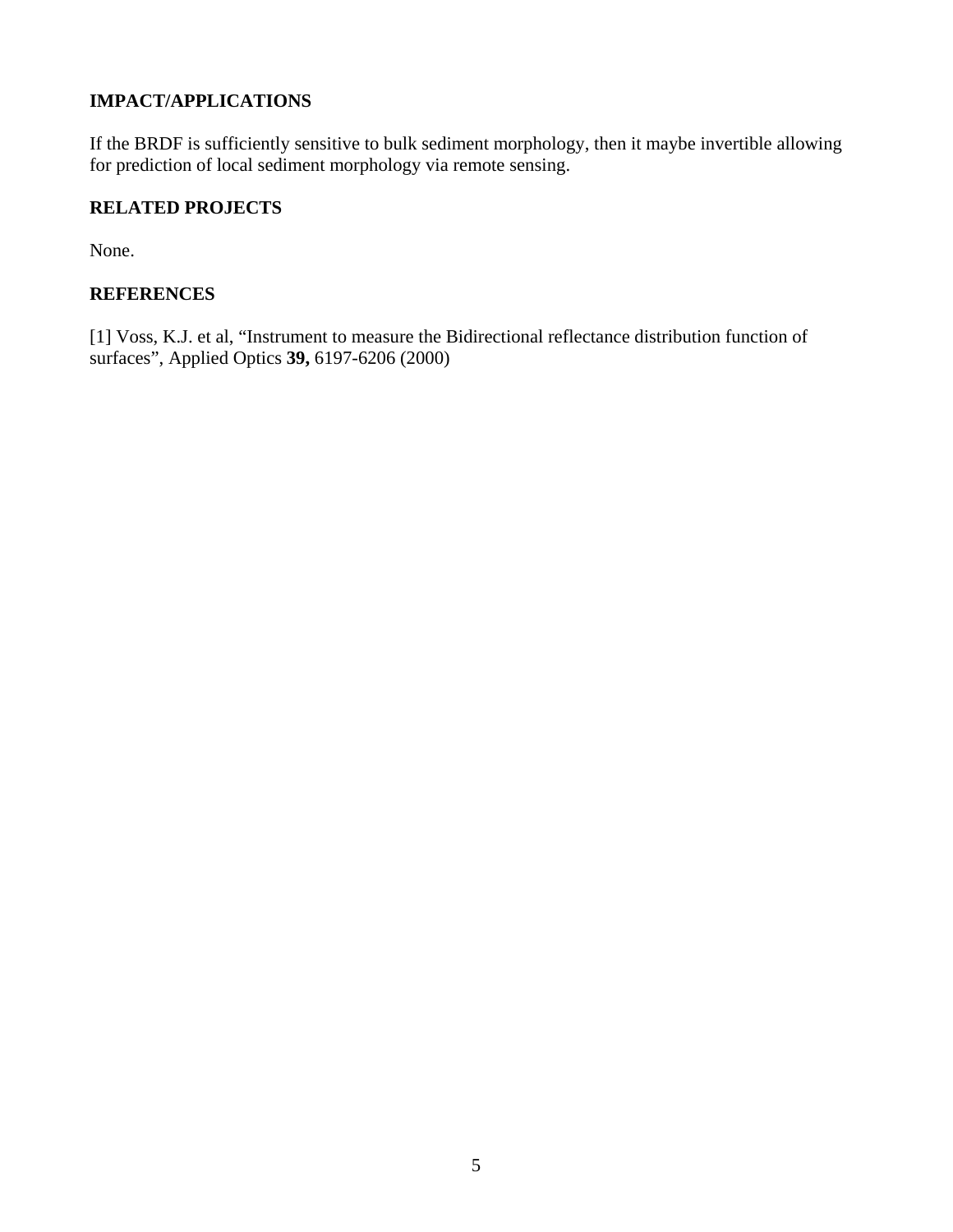## IMPACT/APPLICATIONS

If the BRDF is sufficiently sensitive to bulk sediment morphology, then it maybe invertible allowing for prediction of local sediment morphology via remote sensing.

## RELATED PROJECTS

None.

## REFERENCES

[1] Voss, K.J. et al, "Instrument to measure the Bidirectional reflectance distribution function of surfaces", Applied Optics **39,** 6197-6206 (2000)